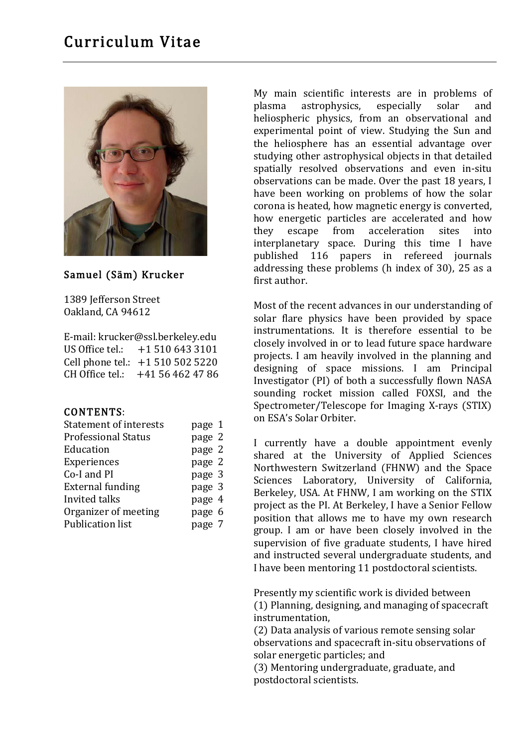# Curriculum Vitae

## Samuel (Säm) Krucker

1389 Jefferson Street
Oakland, CA 94612

E-mail: krucker@ssl.berkeley.edu
US Office tel.: +1 510 643 3101
Cell phone tel.: +1 510 502 5220
CH Office tel.: +41 56 462 47 86

### CONTENTS:

| | |
|---|---|
| Statement of interests | page 1 |
| Professional Status | page 2 |
| Education | page 2 |
| Experiences | page 2 |
| Co-I and PI | page 3 |
| External funding | page 3 |
| Invited talks | page 4 |
| Organizer of meeting | page 6 |
| Publication list | page 7 |

My main scientific interests are in problems of plasma astrophysics, especially solar and heliospheric physics, from an observational and experimental point of view. Studying the Sun and the heliosphere has an essential advantage over studying other astrophysical objects in that detailed spatially resolved observations and even in-situ observations can be made. Over the past 18 years, I have been working on problems of how the solar corona is heated, how magnetic energy is converted, how energetic particles are accelerated and how they escape from acceleration sites into interplanetary space. During this time I have published 116 papers in refereed journals addressing these problems (h index of 30), 25 as a first author.

Most of the recent advances in our understanding of solar flare physics have been provided by space instrumentations. It is therefore essential to be closely involved in or to lead future space hardware projects. I am heavily involved in the planning and designing of space missions. I am Principal Investigator (PI) of both a successfully flown NASA sounding rocket mission called FOXSI, and the Spectrometer/Telescope for Imaging X-rays (STIX) on ESA's Solar Orbiter.

I currently have a double appointment evenly shared at the University of Applied Sciences Northwestern Switzerland (FHNW) and the Space Sciences Laboratory, University of California, Berkeley, USA. At FHNW, I am working on the STIX project as the PI. At Berkeley, I have a Senior Fellow position that allows me to have my own research group. I am or have been closely involved in the supervision of five graduate students, I have hired and instructed several undergraduate students, and I have been mentoring 11 postdoctoral scientists.

Presently my scientific work is divided between
(1) Planning, designing, and managing of spacecraft instrumentation,
(2) Data analysis of various remote sensing solar observations and spacecraft in-situ observations of solar energetic particles; and
(3) Mentoring undergraduate, graduate, and postdoctoral scientists.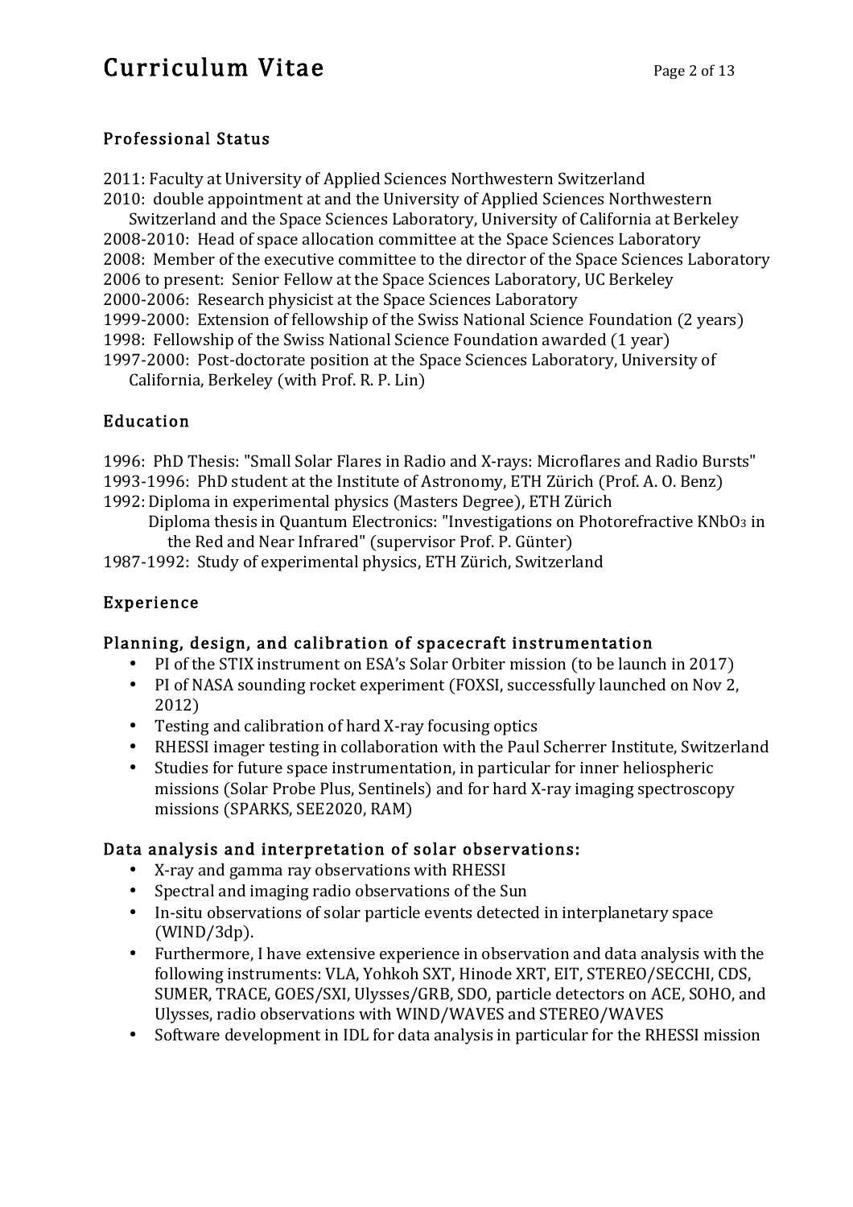## Professional Status

2011: Faculty at University of Applied Sciences Northwestern Switzerland
2010: double appointment at and the University of Applied Sciences Northwestern Switzerland and the Space Sciences Laboratory, University of California at Berkeley
2008-2010: Head of space allocation committee at the Space Sciences Laboratory
2008: Member of the executive committee to the director of the Space Sciences Laboratory
2006 to present: Senior Fellow at the Space Sciences Laboratory, UC Berkeley
2000-2006: Research physicist at the Space Sciences Laboratory
1999-2000: Extension of fellowship of the Swiss National Science Foundation (2 years)
1998: Fellowship of the Swiss National Science Foundation awarded (1 year)
1997-2000: Post-doctorate position at the Space Sciences Laboratory, University of California, Berkeley (with Prof. R. P. Lin)

## Education

1996: PhD Thesis: "Small Solar Flares in Radio and X-rays: Microflares and Radio Bursts"
1993-1996: PhD student at the Institute of Astronomy, ETH Zürich (Prof. A. O. Benz)
1992: Diploma in experimental physics (Masters Degree), ETH Zürich
Diploma thesis in Quantum Electronics: "Investigations on Photorefractive $KNbO_3$ in the Red and Near Infrared" (supervisor Prof. P. Günter)
1987-1992: Study of experimental physics, ETH Zürich, Switzerland

## Experience

### Planning, design, and calibration of spacecraft instrumentation

- PI of the STIX instrument on ESA's Solar Orbiter mission (to be launch in 2017)
- PI of NASA sounding rocket experiment (FOXSI, successfully launched on Nov 2, 2012)
- Testing and calibration of hard X-ray focusing optics
- RHESSI imager testing in collaboration with the Paul Scherrer Institute, Switzerland
- Studies for future space instrumentation, in particular for inner heliospheric missions (Solar Probe Plus, Sentinels) and for hard X-ray imaging spectroscopy missions (SPARKS, SEE2020, RAM)

### Data analysis and interpretation of solar observations:

- X-ray and gamma ray observations with RHESSI
- Spectral and imaging radio observations of the Sun
- In-situ observations of solar particle events detected in interplanetary space (WIND/3dp).
- Furthermore, I have extensive experience in observation and data analysis with the following instruments: VLA, Yohkoh SXT, Hinode XRT, EIT, STEREO/SECCHI, CDS, SUMER, TRACE, GOES/SXI, Ulysses/GRB, SDO, particle detectors on ACE, SOHO, and Ulysses, radio observations with WIND/WAVES and STEREO/WAVES
- Software development in IDL for data analysis in particular for the RHESSI mission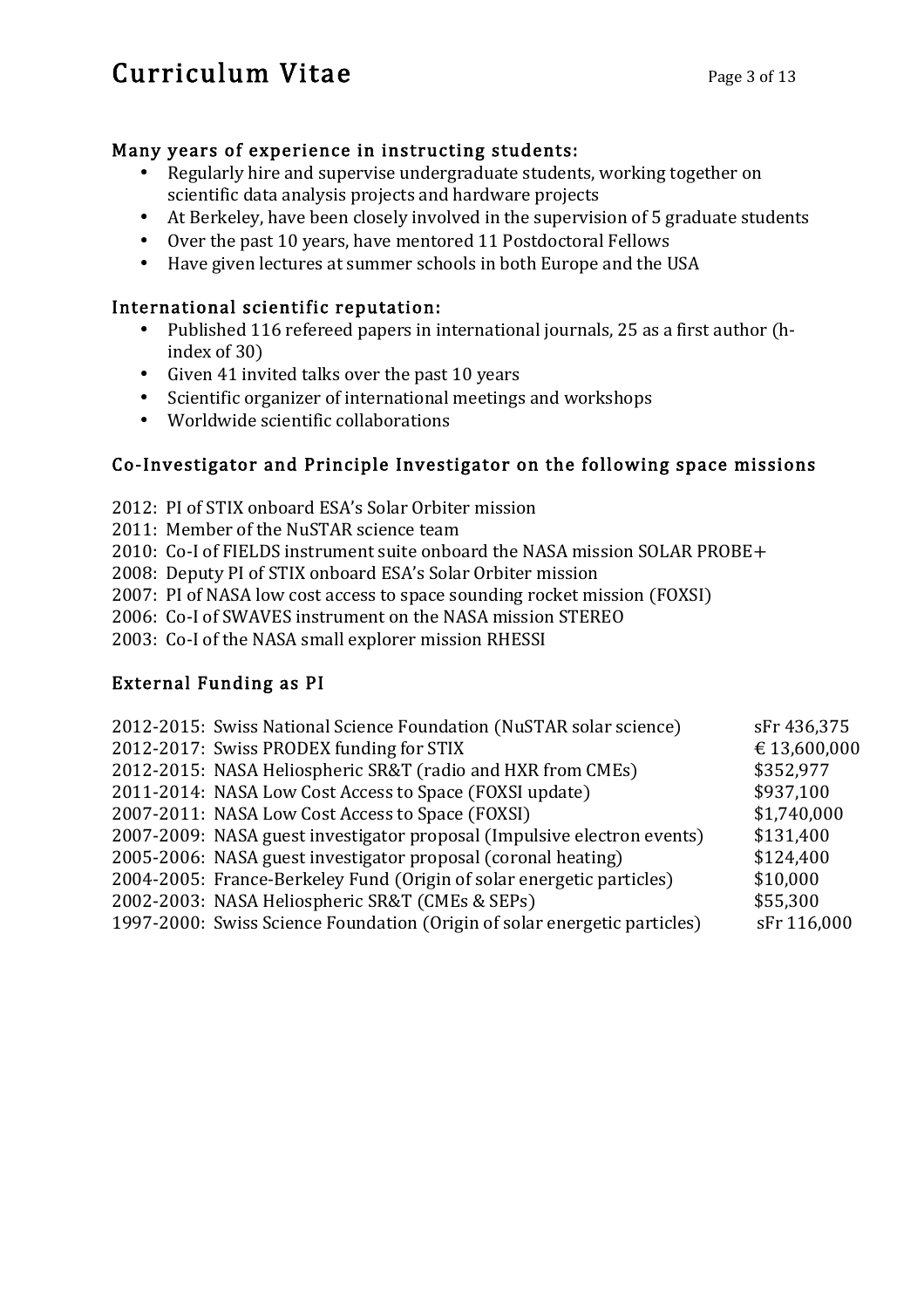### Many years of experience in instructing students:

- Regularly hire and supervise undergraduate students, working together on scientific data analysis projects and hardware projects
- At Berkeley, have been closely involved in the supervision of 5 graduate students
- Over the past 10 years, have mentored 11 Postdoctoral Fellows
- Have given lectures at summer schools in both Europe and the USA

### International scientific reputation:

- Published 116 refereed papers in international journals, 25 as a first author (h-index of 30)
- Given 41 invited talks over the past 10 years
- Scientific organizer of international meetings and workshops
- Worldwide scientific collaborations

### Co-Investigator and Principle Investigator on the following space missions

2012: PI of STIX onboard ESA's Solar Orbiter mission
2011: Member of the NuSTAR science team
2010: Co-I of FIELDS instrument suite onboard the NASA mission SOLAR PROBE+
2008: Deputy PI of STIX onboard ESA's Solar Orbiter mission
2007: PI of NASA low cost access to space sounding rocket mission (FOXSI)
2006: Co-I of SWAVES instrument on the NASA mission STEREO
2003: Co-I of the NASA small explorer mission RHESSI

### External Funding as PI

| | |
|---|---|
| 2012-2015: Swiss National Science Foundation (NuSTAR solar science) | sFr 436,375 |
| 2012-2017: Swiss PRODEX funding for STIX | € 13,600,000 |
| 2012-2015: NASA Heliospheric SR&T (radio and HXR from CMEs) | $352,977 |
| 2011-2014: NASA Low Cost Access to Space (FOXSI update) | $937,100 |
| 2007-2011: NASA Low Cost Access to Space (FOXSI) | $1,740,000 |
| 2007-2009: NASA guest investigator proposal (Impulsive electron events) | $131,400 |
| 2005-2006: NASA guest investigator proposal (coronal heating) | $124,400 |
| 2004-2005: France-Berkeley Fund (Origin of solar energetic particles) | $10,000 |
| 2002-2003: NASA Heliospheric SR&T (CMEs & SEPs) | $55,300 |
| 1997-2000: Swiss Science Foundation (Origin of solar energetic particles) | sFr 116,000 |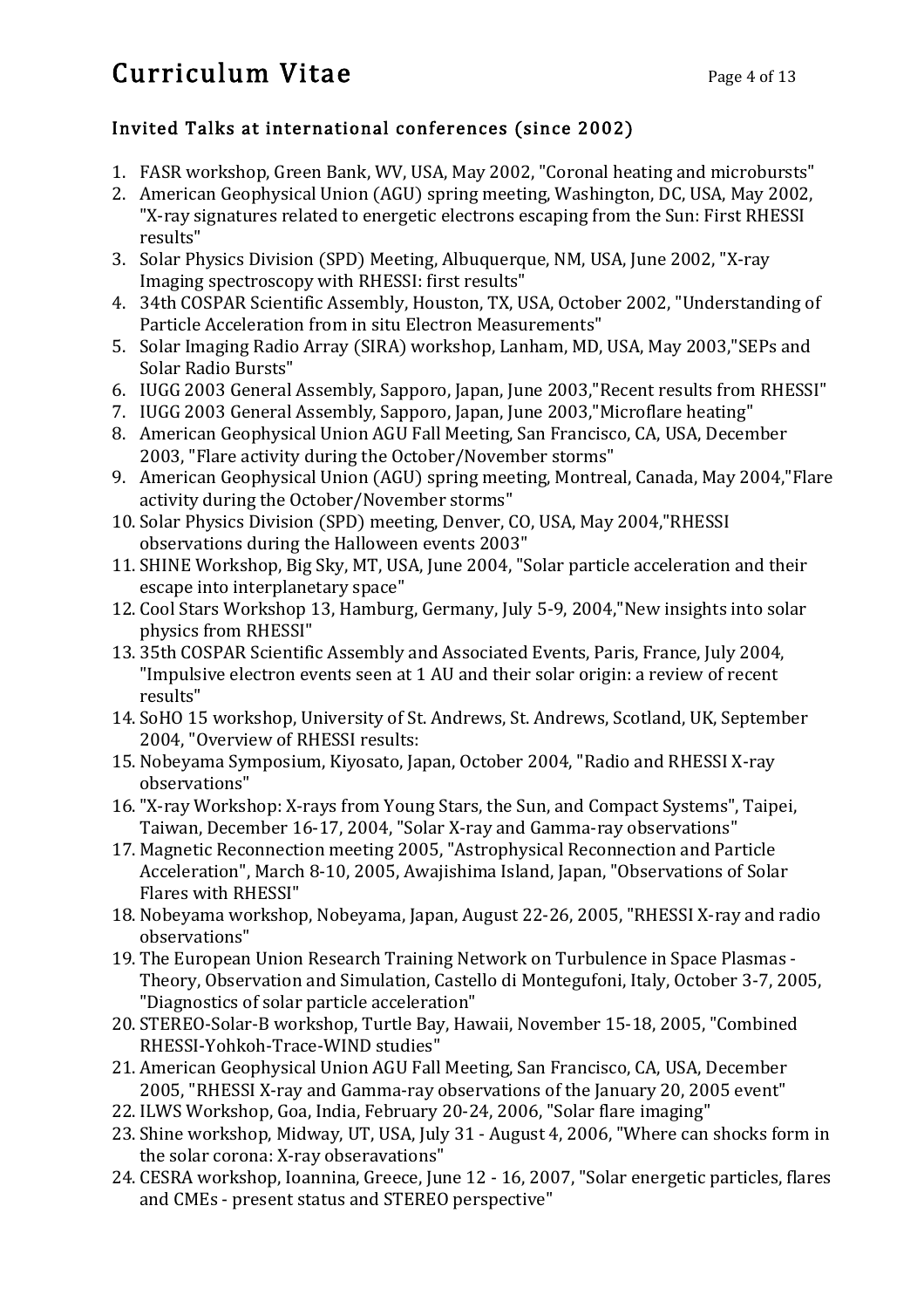## Invited Talks at international conferences (since 2002)

1. FASR workshop, Green Bank, WV, USA, May 2002, "Coronal heating and microbursts"
2. American Geophysical Union (AGU) spring meeting, Washington, DC, USA, May 2002, "X-ray signatures related to energetic electrons escaping from the Sun: First RHESSI results"
3. Solar Physics Division (SPD) Meeting, Albuquerque, NM, USA, June 2002, "X-ray Imaging spectroscopy with RHESSI: first results"
4. 34th COSPAR Scientific Assembly, Houston, TX, USA, October 2002, "Understanding of Particle Acceleration from in situ Electron Measurements"
5. Solar Imaging Radio Array (SIRA) workshop, Lanham, MD, USA, May 2003,"SEPs and Solar Radio Bursts"
6. IUGG 2003 General Assembly, Sapporo, Japan, June 2003,"Recent results from RHESSI"
7. IUGG 2003 General Assembly, Sapporo, Japan, June 2003,"Microflare heating"
8. American Geophysical Union AGU Fall Meeting, San Francisco, CA, USA, December 2003, "Flare activity during the October/November storms"
9. American Geophysical Union (AGU) spring meeting, Montreal, Canada, May 2004,"Flare activity during the October/November storms"
10. Solar Physics Division (SPD) meeting, Denver, CO, USA, May 2004,"RHESSI observations during the Halloween events 2003"
11. SHINE Workshop, Big Sky, MT, USA, June 2004, "Solar particle acceleration and their escape into interplanetary space"
12. Cool Stars Workshop 13, Hamburg, Germany, July 5-9, 2004,"New insights into solar physics from RHESSI"
13. 35th COSPAR Scientific Assembly and Associated Events, Paris, France, July 2004, "Impulsive electron events seen at 1 AU and their solar origin: a review of recent results"
14. SoHO 15 workshop, University of St. Andrews, St. Andrews, Scotland, UK, September 2004, "Overview of RHESSI results:
15. Nobeyama Symposium, Kiyosato, Japan, October 2004, "Radio and RHESSI X-ray observations"
16. "X-ray Workshop: X-rays from Young Stars, the Sun, and Compact Systems", Taipei, Taiwan, December 16-17, 2004, "Solar X-ray and Gamma-ray observations"
17. Magnetic Reconnection meeting 2005, "Astrophysical Reconnection and Particle Acceleration", March 8-10, 2005, Awajishima Island, Japan, "Observations of Solar Flares with RHESSI"
18. Nobeyama workshop, Nobeyama, Japan, August 22-26, 2005, "RHESSI X-ray and radio observations"
19. The European Union Research Training Network on Turbulence in Space Plasmas - Theory, Observation and Simulation, Castello di Montegufoni, Italy, October 3-7, 2005, "Diagnostics of solar particle acceleration"
20. STEREO-Solar-B workshop, Turtle Bay, Hawaii, November 15-18, 2005, "Combined RHESSI-Yohkoh-Trace-WIND studies"
21. American Geophysical Union AGU Fall Meeting, San Francisco, CA, USA, December 2005, "RHESSI X-ray and Gamma-ray observations of the January 20, 2005 event"
22. ILWS Workshop, Goa, India, February 20-24, 2006, "Solar flare imaging"
23. Shine workshop, Midway, UT, USA, July 31 - August 4, 2006, "Where can shocks form in the solar corona: X-ray obseravations"
24. CESRA workshop, Ioannina, Greece, June 12 - 16, 2007, "Solar energetic particles, flares and CMEs - present status and STEREO perspective"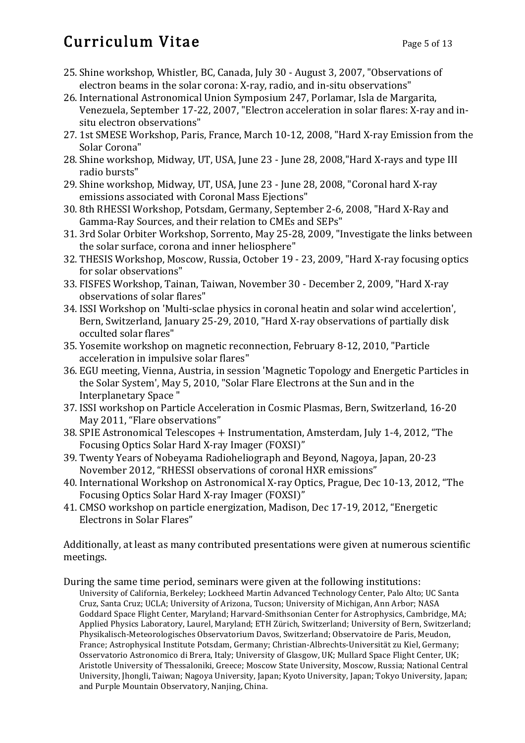25. Shine workshop, Whistler, BC, Canada, July 30 - August 3, 2007, "Observations of electron beams in the solar corona: X-ray, radio, and in-situ observations"
26. International Astronomical Union Symposium 247, Porlamar, Isla de Margarita, Venezuela, September 17-22, 2007, "Electron acceleration in solar flares: X-ray and in-situ electron observations"
27. 1st SMESE Workshop, Paris, France, March 10-12, 2008, "Hard X-ray Emission from the Solar Corona"
28. Shine workshop, Midway, UT, USA, June 23 - June 28, 2008,"Hard X-rays and type III radio bursts"
29. Shine workshop, Midway, UT, USA, June 23 - June 28, 2008, "Coronal hard X-ray emissions associated with Coronal Mass Ejections"
30. 8th RHESSI Workshop, Potsdam, Germany, September 2-6, 2008, "Hard X-Ray and Gamma-Ray Sources, and their relation to CMEs and SEPs"
31. 3rd Solar Orbiter Workshop, Sorrento, May 25-28, 2009, "Investigate the links between the solar surface, corona and inner heliosphere"
32. THESIS Workshop, Moscow, Russia, October 19 - 23, 2009, "Hard X-ray focusing optics for solar observations"
33. FISFES Workshop, Tainan, Taiwan, November 30 - December 2, 2009, "Hard X-ray observations of solar flares"
34. ISSI Workshop on 'Multi-sclae physics in coronal heatin and solar wind accelertion', Bern, Switzerland, January 25-29, 2010, "Hard X-ray observations of partially disk occulted solar flares"
35. Yosemite workshop on magnetic reconnection, February 8-12, 2010, "Particle acceleration in impulsive solar flares"
36. EGU meeting, Vienna, Austria, in session 'Magnetic Topology and Energetic Particles in the Solar System', May 5, 2010, "Solar Flare Electrons at the Sun and in the Interplanetary Space "
37. ISSI workshop on Particle Acceleration in Cosmic Plasmas, Bern, Switzerland, 16-20 May 2011, "Flare observations"
38. SPIE Astronomical Telescopes + Instrumentation, Amsterdam, July 1-4, 2012, "The Focusing Optics Solar Hard X-ray Imager (FOXSI)"
39. Twenty Years of Nobeyama Radioheliograph and Beyond, Nagoya, Japan, 20-23 November 2012, "RHESSI observations of coronal HXR emissions"
40. International Workshop on Astronomical X-ray Optics, Prague, Dec 10-13, 2012, "The Focusing Optics Solar Hard X-ray Imager (FOXSI)"
41. CMSO workshop on particle energization, Madison, Dec 17-19, 2012, "Energetic Electrons in Solar Flares"

Additionally, at least as many contributed presentations were given at numerous scientific meetings.

During the same time period, seminars were given at the following institutions:

University of California, Berkeley; Lockheed Martin Advanced Technology Center, Palo Alto; UC Santa Cruz, Santa Cruz; UCLA; University of Arizona, Tucson; University of Michigan, Ann Arbor; NASA Goddard Space Flight Center, Maryland; Harvard-Smithsonian Center for Astrophysics, Cambridge, MA; Applied Physics Laboratory, Laurel, Maryland; ETH Zürich, Switzerland; University of Bern, Switzerland; Physikalisch-Meteorologisches Observatorium Davos, Switzerland; Observatoire de Paris, Meudon, France; Astrophysical Institute Potsdam, Germany; Christian-Albrechts-Universität zu Kiel, Germany; Osservatorio Astronomico di Brera, Italy; University of Glasgow, UK; Mullard Space Flight Center, UK; Aristotle University of Thessaloniki, Greece; Moscow State University, Moscow, Russia; National Central University, Jhongli, Taiwan; Nagoya University, Japan; Kyoto University, Japan; Tokyo University, Japan; and Purple Mountain Observatory, Nanjing, China.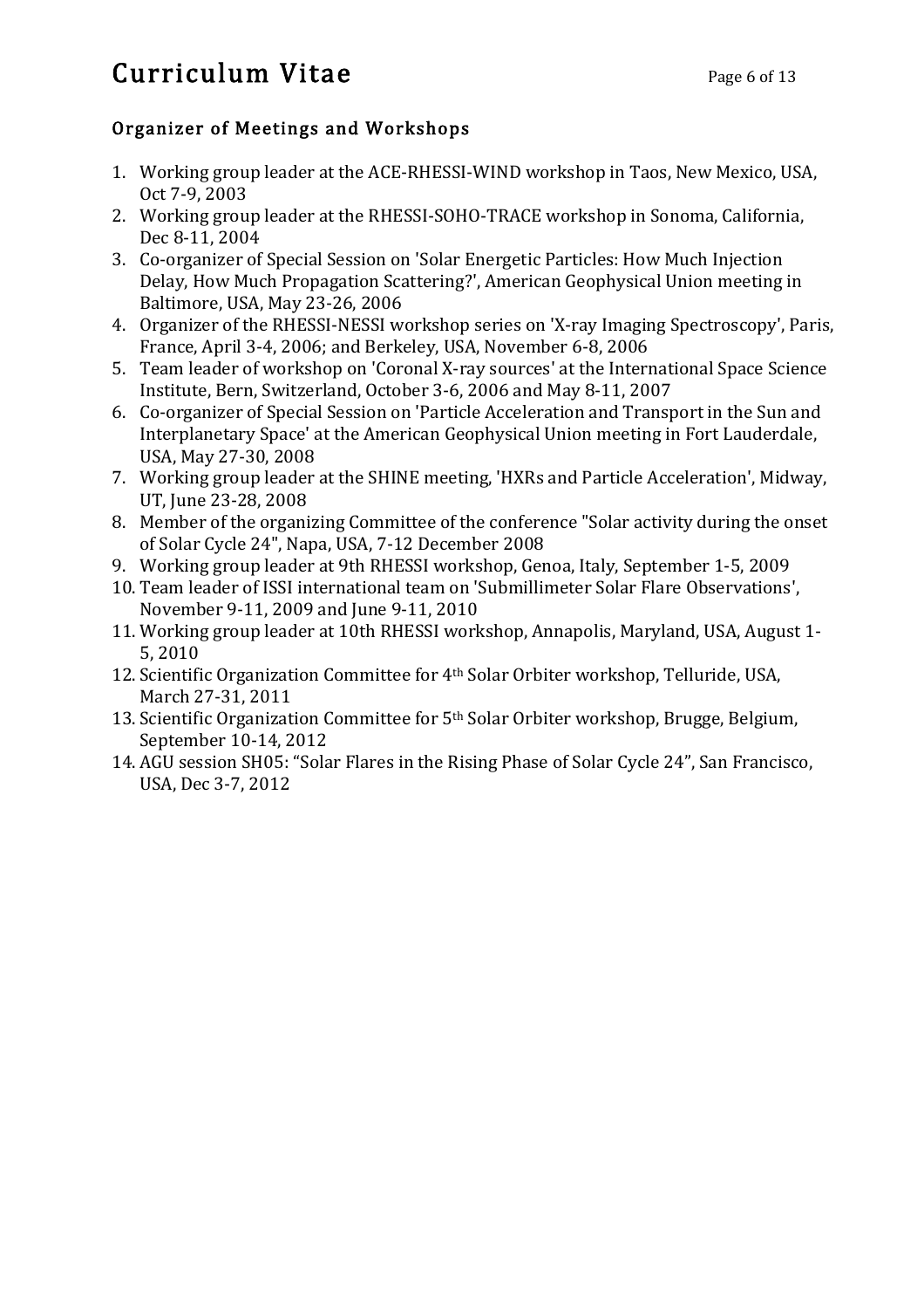## Organizer of Meetings and Workshops

1. Working group leader at the ACE-RHESSI-WIND workshop in Taos, New Mexico, USA, Oct 7-9, 2003
2. Working group leader at the RHESSI-SOHO-TRACE workshop in Sonoma, California, Dec 8-11, 2004
3. Co-organizer of Special Session on 'Solar Energetic Particles: How Much Injection Delay, How Much Propagation Scattering?', American Geophysical Union meeting in Baltimore, USA, May 23-26, 2006
4. Organizer of the RHESSI-NESSI workshop series on 'X-ray Imaging Spectroscopy', Paris, France, April 3-4, 2006; and Berkeley, USA, November 6-8, 2006
5. Team leader of workshop on 'Coronal X-ray sources' at the International Space Science Institute, Bern, Switzerland, October 3-6, 2006 and May 8-11, 2007
6. Co-organizer of Special Session on 'Particle Acceleration and Transport in the Sun and Interplanetary Space' at the American Geophysical Union meeting in Fort Lauderdale, USA, May 27-30, 2008
7. Working group leader at the SHINE meeting, 'HXRs and Particle Acceleration', Midway, UT, June 23-28, 2008
8. Member of the organizing Committee of the conference "Solar activity during the onset of Solar Cycle 24", Napa, USA, 7-12 December 2008
9. Working group leader at 9th RHESSI workshop, Genoa, Italy, September 1-5, 2009
10. Team leader of ISSI international team on 'Submillimeter Solar Flare Observations', November 9-11, 2009 and June 9-11, 2010
11. Working group leader at 10th RHESSI workshop, Annapolis, Maryland, USA, August 1-5, 2010
12. Scientific Organization Committee for 4th Solar Orbiter workshop, Telluride, USA, March 27-31, 2011
13. Scientific Organization Committee for 5th Solar Orbiter workshop, Brugge, Belgium, September 10-14, 2012
14. AGU session SH05: "Solar Flares in the Rising Phase of Solar Cycle 24", San Francisco, USA, Dec 3-7, 2012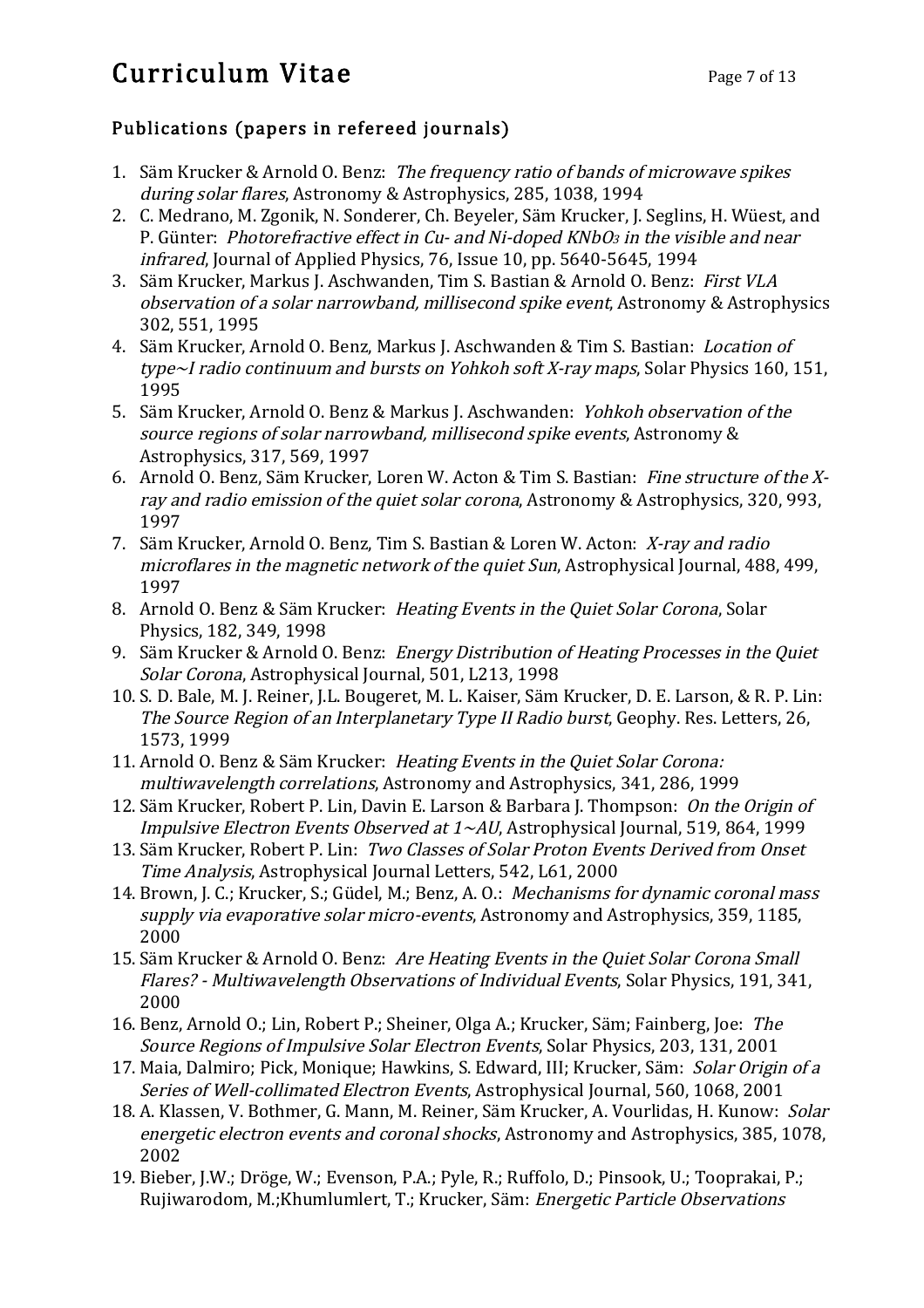## Publications (papers in refereed journals)

1. Säm Krucker & Arnold O. Benz: *The frequency ratio of bands of microwave spikes during solar flares*, Astronomy & Astrophysics, 285, 1038, 1994
2. C. Medrano, M. Zgonik, N. Sonderer, Ch. Beyeler, Säm Krucker, J. Seglins, H. Wüest, and P. Günter: *Photorefractive effect in Cu- and Ni-doped $KNbO_3$ in the visible and near infrared*, Journal of Applied Physics, 76, Issue 10, pp. 5640-5645, 1994
3. Säm Krucker, Markus J. Aschwanden, Tim S. Bastian & Arnold O. Benz: *First VLA observation of a solar narrowband, millisecond spike event*, Astronomy & Astrophysics 302, 551, 1995
4. Säm Krucker, Arnold O. Benz, Markus J. Aschwanden & Tim S. Bastian: *Location of type~I radio continuum and bursts on Yohkoh soft X-ray maps*, Solar Physics 160, 151, 1995
5. Säm Krucker, Arnold O. Benz & Markus J. Aschwanden: *Yohkoh observation of the source regions of solar narrowband, millisecond spike events*, Astronomy & Astrophysics, 317, 569, 1997
6. Arnold O. Benz, Säm Krucker, Loren W. Acton & Tim S. Bastian: *Fine structure of the X-ray and radio emission of the quiet solar corona*, Astronomy & Astrophysics, 320, 993, 1997
7. Säm Krucker, Arnold O. Benz, Tim S. Bastian & Loren W. Acton: *X-ray and radio microflares in the magnetic network of the quiet Sun*, Astrophysical Journal, 488, 499, 1997
8. Arnold O. Benz & Säm Krucker: *Heating Events in the Quiet Solar Corona*, Solar Physics, 182, 349, 1998
9. Säm Krucker & Arnold O. Benz: *Energy Distribution of Heating Processes in the Quiet Solar Corona*, Astrophysical Journal, 501, L213, 1998
10. S. D. Bale, M. J. Reiner, J.L. Bougeret, M. L. Kaiser, Säm Krucker, D. E. Larson, & R. P. Lin: *The Source Region of an Interplanetary Type II Radio burst*, Geophy. Res. Letters, 26, 1573, 1999
11. Arnold O. Benz & Säm Krucker: *Heating Events in the Quiet Solar Corona: multiwavelength correlations*, Astronomy and Astrophysics, 341, 286, 1999
12. Säm Krucker, Robert P. Lin, Davin E. Larson & Barbara J. Thompson: *On the Origin of Impulsive Electron Events Observed at 1~AU*, Astrophysical Journal, 519, 864, 1999
13. Säm Krucker, Robert P. Lin: *Two Classes of Solar Proton Events Derived from Onset Time Analysis*, Astrophysical Journal Letters, 542, L61, 2000
14. Brown, J. C.; Krucker, S.; Güdel, M.; Benz, A. O.: *Mechanisms for dynamic coronal mass supply via evaporative solar micro-events*, Astronomy and Astrophysics, 359, 1185, 2000
15. Säm Krucker & Arnold O. Benz: *Are Heating Events in the Quiet Solar Corona Small Flares? - Multiwavelength Observations of Individual Events*, Solar Physics, 191, 341, 2000
16. Benz, Arnold O.; Lin, Robert P.; Sheiner, Olga A.; Krucker, Säm; Fainberg, Joe: *The Source Regions of Impulsive Solar Electron Events*, Solar Physics, 203, 131, 2001
17. Maia, Dalmiro; Pick, Monique; Hawkins, S. Edward, III; Krucker, Säm: *Solar Origin of a Series of Well-collimated Electron Events*, Astrophysical Journal, 560, 1068, 2001
18. A. Klassen, V. Bothmer, G. Mann, M. Reiner, Säm Krucker, A. Vourlidas, H. Kunow: *Solar energetic electron events and coronal shocks*, Astronomy and Astrophysics, 385, 1078, 2002
19. Bieber, J.W.; Dröge, W.; Evenson, P.A.; Pyle, R.; Ruffolo, D.; Pinsook, U.; Tooprakai, P.; Rujiwarodom, M.;Khumlumlert, T.; Krucker, Säm: *Energetic Particle Observations*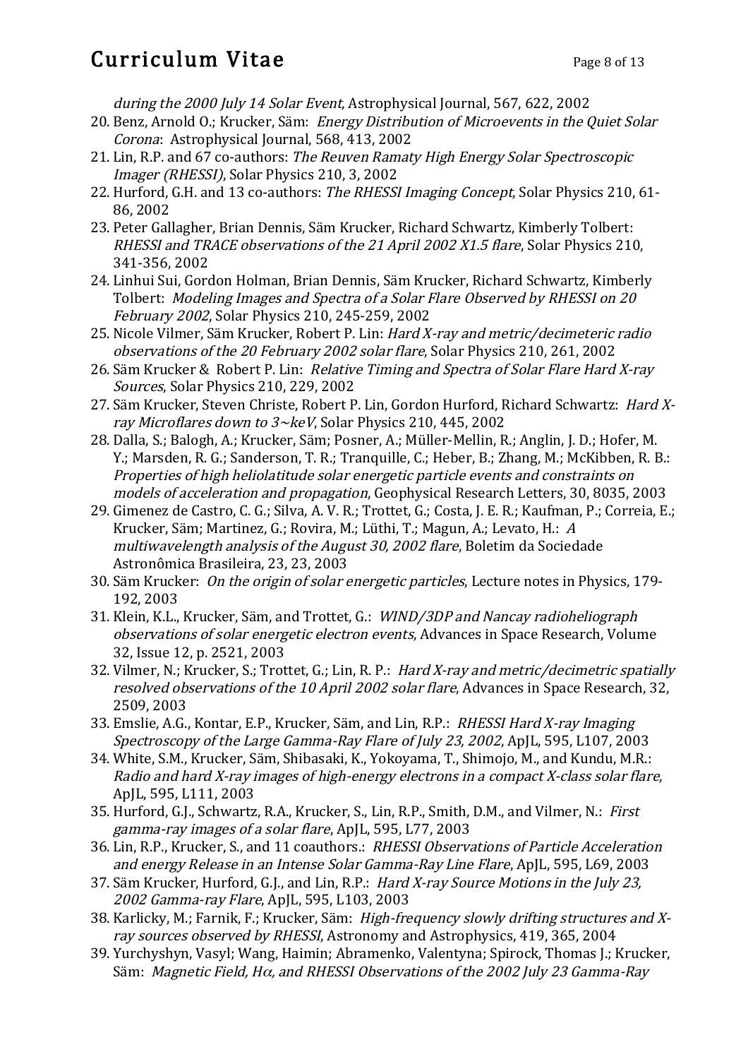*during the 2000 July 14 Solar Event*, Astrophysical Journal, 567, 622, 2002

20. Benz, Arnold O.; Krucker, Säm: *Energy Distribution of Microevents in the Quiet Solar Corona*: Astrophysical Journal, 568, 413, 2002
21. Lin, R.P. and 67 co-authors: *The Reuven Ramaty High Energy Solar Spectroscopic Imager (RHESSI)*, Solar Physics 210, 3, 2002
22. Hurford, G.H. and 13 co-authors: *The RHESSI Imaging Concept*, Solar Physics 210, 61-86, 2002
23. Peter Gallagher, Brian Dennis, Säm Krucker, Richard Schwartz, Kimberly Tolbert: *RHESSI and TRACE observations of the 21 April 2002 X1.5 flare*, Solar Physics 210, 341-356, 2002
24. Linhui Sui, Gordon Holman, Brian Dennis, Säm Krucker, Richard Schwartz, Kimberly Tolbert: *Modeling Images and Spectra of a Solar Flare Observed by RHESSI on 20 February 2002*, Solar Physics 210, 245-259, 2002
25. Nicole Vilmer, Säm Krucker, Robert P. Lin: *Hard X-ray and metric/decimeteric radio observations of the 20 February 2002 solar flare*, Solar Physics 210, 261, 2002
26. Säm Krucker & Robert P. Lin: *Relative Timing and Spectra of Solar Flare Hard X-ray Sources*, Solar Physics 210, 229, 2002
27. Säm Krucker, Steven Christe, Robert P. Lin, Gordon Hurford, Richard Schwartz: *Hard X-ray Microflares down to 3~keV*, Solar Physics 210, 445, 2002
28. Dalla, S.; Balogh, A.; Krucker, Säm; Posner, A.; Müller-Mellin, R.; Anglin, J. D.; Hofer, M. Y.; Marsden, R. G.; Sanderson, T. R.; Tranquille, C.; Heber, B.; Zhang, M.; McKibben, R. B.: *Properties of high heliolatitude solar energetic particle events and constraints on models of acceleration and propagation*, Geophysical Research Letters, 30, 8035, 2003
29. Gimenez de Castro, C. G.; Silva, A. V. R.; Trottet, G.; Costa, J. E. R.; Kaufman, P.; Correia, E.; Krucker, Säm; Martinez, G.; Rovira, M.; Lüthi, T.; Magun, A.; Levato, H.: *A multiwavelength analysis of the August 30, 2002 flare*, Boletim da Sociedade Astronômica Brasileira, 23, 23, 2003
30. Säm Krucker: *On the origin of solar energetic particles*, Lecture notes in Physics, 179-192, 2003
31. Klein, K.L., Krucker, Säm, and Trottet, G.: *WIND/3DP and Nancay radioheliograph observations of solar energetic electron events*, Advances in Space Research, Volume 32, Issue 12, p. 2521, 2003
32. Vilmer, N.; Krucker, S.; Trottet, G.; Lin, R. P.: *Hard X-ray and metric/decimetric spatially resolved observations of the 10 April 2002 solar flare*, Advances in Space Research, 32, 2509, 2003
33. Emslie, A.G., Kontar, E.P., Krucker, Säm, and Lin, R.P.: *RHESSI Hard X-ray Imaging Spectroscopy of the Large Gamma-Ray Flare of July 23, 2002*, ApJL, 595, L107, 2003
34. White, S.M., Krucker, Säm, Shibasaki, K., Yokoyama, T., Shimojo, M., and Kundu, M.R.: *Radio and hard X-ray images of high-energy electrons in a compact X-class solar flare*, ApJL, 595, L111, 2003
35. Hurford, G.J., Schwartz, R.A., Krucker, S., Lin, R.P., Smith, D.M., and Vilmer, N.: *First gamma-ray images of a solar flare*, ApJL, 595, L77, 2003
36. Lin, R.P., Krucker, S., and 11 coauthors.: *RHESSI Observations of Particle Acceleration and energy Release in an Intense Solar Gamma-Ray Line Flare*, ApJL, 595, L69, 2003
37. Säm Krucker, Hurford, G.J., and Lin, R.P.: *Hard X-ray Source Motions in the July 23, 2002 Gamma-ray Flare*, ApJL, 595, L103, 2003
38. Karlicky, M.; Farnik, F.; Krucker, Säm: *High-frequency slowly drifting structures and X-ray sources observed by RHESSI*, Astronomy and Astrophysics, 419, 365, 2004
39. Yurchyshyn, Vasyl; Wang, Haimin; Abramenko, Valentyna; Spirock, Thomas J.; Krucker, Säm: *Magnetic Field, Hα, and RHESSI Observations of the 2002 July 23 Gamma-Ray*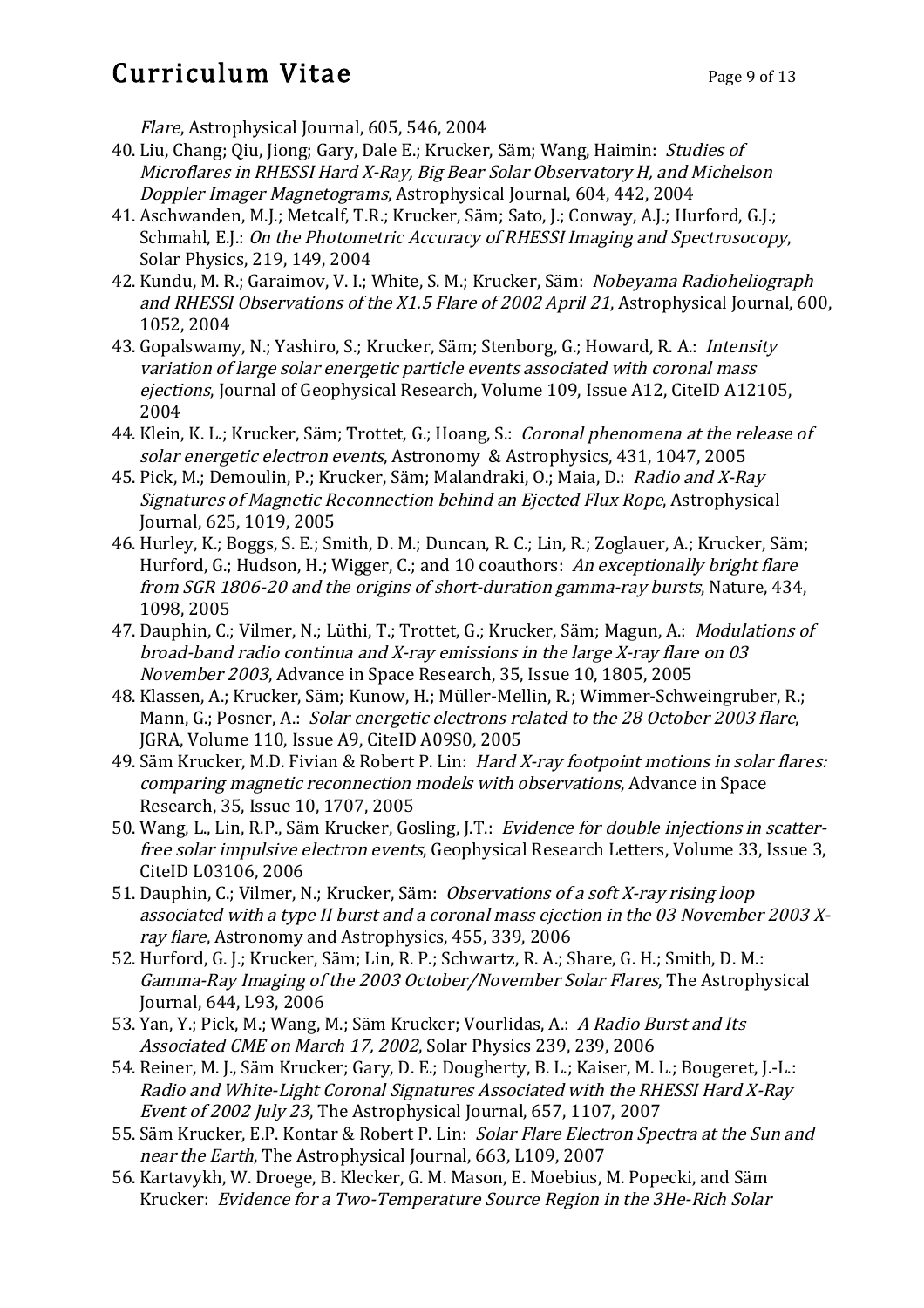*Flare*, Astrophysical Journal, 605, 546, 2004

40. Liu, Chang; Qiu, Jiong; Gary, Dale E.; Krucker, Säm; Wang, Haimin: *Studies of Microflares in RHESSI Hard X-Ray, Big Bear Solar Observatory H, and Michelson Doppler Imager Magnetograms*, Astrophysical Journal, 604, 442, 2004
41. Aschwanden, M.J.; Metcalf, T.R.; Krucker, Säm; Sato, J.; Conway, A.J.; Hurford, G.J.; Schmahl, E.J.: *On the Photometric Accuracy of RHESSI Imaging and Spectrosocopy*, Solar Physics, 219, 149, 2004
42. Kundu, M. R.; Garaimov, V. I.; White, S. M.; Krucker, Säm: *Nobeyama Radioheliograph and RHESSI Observations of the X1.5 Flare of 2002 April 21*, Astrophysical Journal, 600, 1052, 2004
43. Gopalswamy, N.; Yashiro, S.; Krucker, Säm; Stenborg, G.; Howard, R. A.: *Intensity variation of large solar energetic particle events associated with coronal mass ejections*, Journal of Geophysical Research, Volume 109, Issue A12, CiteID A12105, 2004
44. Klein, K. L.; Krucker, Säm; Trottet, G.; Hoang, S.: *Coronal phenomena at the release of solar energetic electron events*, Astronomy & Astrophysics, 431, 1047, 2005
45. Pick, M.; Demoulin, P.; Krucker, Säm; Malandraki, O.; Maia, D.: *Radio and X-Ray Signatures of Magnetic Reconnection behind an Ejected Flux Rope*, Astrophysical Journal, 625, 1019, 2005
46. Hurley, K.; Boggs, S. E.; Smith, D. M.; Duncan, R. C.; Lin, R.; Zoglauer, A.; Krucker, Säm; Hurford, G.; Hudson, H.; Wigger, C.; and 10 coauthors: *An exceptionally bright flare from SGR 1806-20 and the origins of short-duration gamma-ray bursts*, Nature, 434, 1098, 2005
47. Dauphin, C.; Vilmer, N.; Lüthi, T.; Trottet, G.; Krucker, Säm; Magun, A.: *Modulations of broad-band radio continua and X-ray emissions in the large X-ray flare on 03 November 2003*, Advance in Space Research, 35, Issue 10, 1805, 2005
48. Klassen, A.; Krucker, Säm; Kunow, H.; Müller-Mellin, R.; Wimmer-Schweingruber, R.; Mann, G.; Posner, A.: *Solar energetic electrons related to the 28 October 2003 flare*, JGRA, Volume 110, Issue A9, CiteID A09S0, 2005
49. Säm Krucker, M.D. Fivian & Robert P. Lin: *Hard X-ray footpoint motions in solar flares: comparing magnetic reconnection models with observations*, Advance in Space Research, 35, Issue 10, 1707, 2005
50. Wang, L., Lin, R.P., Säm Krucker, Gosling, J.T.: *Evidence for double injections in scatter-free solar impulsive electron events*, Geophysical Research Letters, Volume 33, Issue 3, CiteID L03106, 2006
51. Dauphin, C.; Vilmer, N.; Krucker, Säm: *Observations of a soft X-ray rising loop associated with a type II burst and a coronal mass ejection in the 03 November 2003 X-ray flare*, Astronomy and Astrophysics, 455, 339, 2006
52. Hurford, G. J.; Krucker, Säm; Lin, R. P.; Schwartz, R. A.; Share, G. H.; Smith, D. M.: *Gamma-Ray Imaging of the 2003 October/November Solar Flares*, The Astrophysical Journal, 644, L93, 2006
53. Yan, Y.; Pick, M.; Wang, M.; Säm Krucker; Vourlidas, A.: *A Radio Burst and Its Associated CME on March 17, 2002*, Solar Physics 239, 239, 2006
54. Reiner, M. J., Säm Krucker; Gary, D. E.; Dougherty, B. L.; Kaiser, M. L.; Bougeret, J.-L.: *Radio and White-Light Coronal Signatures Associated with the RHESSI Hard X-Ray Event of 2002 July 23*, The Astrophysical Journal, 657, 1107, 2007
55. Säm Krucker, E.P. Kontar & Robert P. Lin: *Solar Flare Electron Spectra at the Sun and near the Earth*, The Astrophysical Journal, 663, L109, 2007
56. Kartavykh, W. Droege, B. Klecker, G. M. Mason, E. Moebius, M. Popecki, and Säm Krucker: *Evidence for a Two-Temperature Source Region in the 3He-Rich Solar*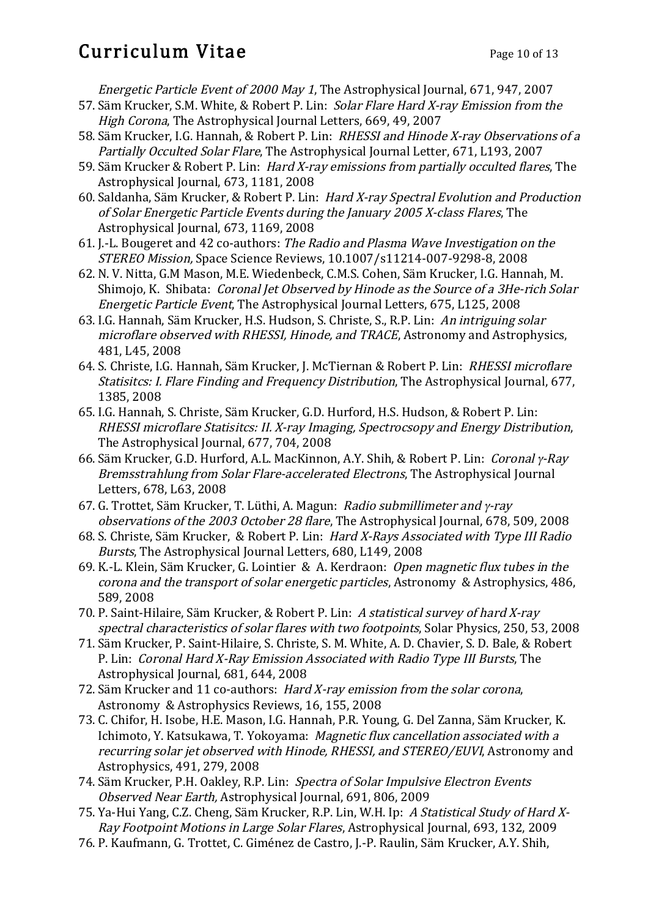*Energetic Particle Event of 2000 May 1*, The Astrophysical Journal, 671, 947, 2007

57. Säm Krucker, S.M. White, & Robert P. Lin: *Solar Flare Hard X-ray Emission from the High Corona*, The Astrophysical Journal Letters, 669, 49, 2007
58. Säm Krucker, I.G. Hannah, & Robert P. Lin: *RHESSI and Hinode X-ray Observations of a Partially Occulted Solar Flare*, The Astrophysical Journal Letter, 671, L193, 2007
59. Säm Krucker & Robert P. Lin: *Hard X-ray emissions from partially occulted flares*, The Astrophysical Journal, 673, 1181, 2008
60. Saldanha, Säm Krucker, & Robert P. Lin: *Hard X-ray Spectral Evolution and Production of Solar Energetic Particle Events during the January 2005 X-class Flares*, The Astrophysical Journal, 673, 1169, 2008
61. J.-L. Bougeret and 42 co-authors: *The Radio and Plasma Wave Investigation on the STEREO Mission,* Space Science Reviews, 10.1007/s11214-007-9298-8, 2008
62. N. V. Nitta, G.M Mason, M.E. Wiedenbeck, C.M.S. Cohen, Säm Krucker, I.G. Hannah, M. Shimojo, K. Shibata: *Coronal Jet Observed by Hinode as the Source of a 3He-rich Solar Energetic Particle Event*, The Astrophysical Journal Letters, 675, L125, 2008
63. I.G. Hannah, Säm Krucker, H.S. Hudson, S. Christe, S., R.P. Lin: *An intriguing solar microflare observed with RHESSI, Hinode, and TRACE*, Astronomy and Astrophysics, 481, L45, 2008
64. S. Christe, I.G. Hannah, Säm Krucker, J. McTiernan & Robert P. Lin: *RHESSI microflare Statisitcs: I. Flare Finding and Frequency Distribution*, The Astrophysical Journal, 677, 1385, 2008
65. I.G. Hannah, S. Christe, Säm Krucker, G.D. Hurford, H.S. Hudson, & Robert P. Lin: *RHESSI microflare Statisitcs: II. X-ray Imaging, Spectrocsopy and Energy Distribution*, The Astrophysical Journal, 677, 704, 2008
66. Säm Krucker, G.D. Hurford, A.L. MacKinnon, A.Y. Shih, & Robert P. Lin: *Coronal γ-Ray Bremsstrahlung from Solar Flare-accelerated Electrons*, The Astrophysical Journal Letters, 678, L63, 2008
67. G. Trottet, Säm Krucker, T. Lüthi, A. Magun: *Radio submillimeter and γ-ray observations of the 2003 October 28 flare*, The Astrophysical Journal, 678, 509, 2008
68. S. Christe, Säm Krucker, & Robert P. Lin: *Hard X-Rays Associated with Type III Radio Bursts*, The Astrophysical Journal Letters, 680, L149, 2008
69. K.-L. Klein, Säm Krucker, G. Lointier & A. Kerdraon: *Open magnetic flux tubes in the corona and the transport of solar energetic particles*, Astronomy & Astrophysics, 486, 589, 2008
70. P. Saint-Hilaire, Säm Krucker, & Robert P. Lin: *A statistical survey of hard X-ray spectral characteristics of solar flares with two footpoints*, Solar Physics, 250, 53, 2008
71. Säm Krucker, P. Saint-Hilaire, S. Christe, S. M. White, A. D. Chavier, S. D. Bale, & Robert P. Lin: *Coronal Hard X-Ray Emission Associated with Radio Type III Bursts*, The Astrophysical Journal, 681, 644, 2008
72. Säm Krucker and 11 co-authors: *Hard X-ray emission from the solar corona*, Astronomy & Astrophysics Reviews, 16, 155, 2008
73. C. Chifor, H. Isobe, H.E. Mason, I.G. Hannah, P.R. Young, G. Del Zanna, Säm Krucker, K. Ichimoto, Y. Katsukawa, T. Yokoyama: *Magnetic flux cancellation associated with a recurring solar jet observed with Hinode, RHESSI, and STEREO/EUVI*, Astronomy and Astrophysics, 491, 279, 2008
74. Säm Krucker, P.H. Oakley, R.P. Lin: *Spectra of Solar Impulsive Electron Events Observed Near Earth,* Astrophysical Journal, 691, 806, 2009
75. Ya-Hui Yang, C.Z. Cheng, Säm Krucker, R.P. Lin, W.H. Ip: *A Statistical Study of Hard X-Ray Footpoint Motions in Large Solar Flares*, Astrophysical Journal, 693, 132, 2009
76. P. Kaufmann, G. Trottet, C. Giménez de Castro, J.-P. Raulin, Säm Krucker, A.Y. Shih,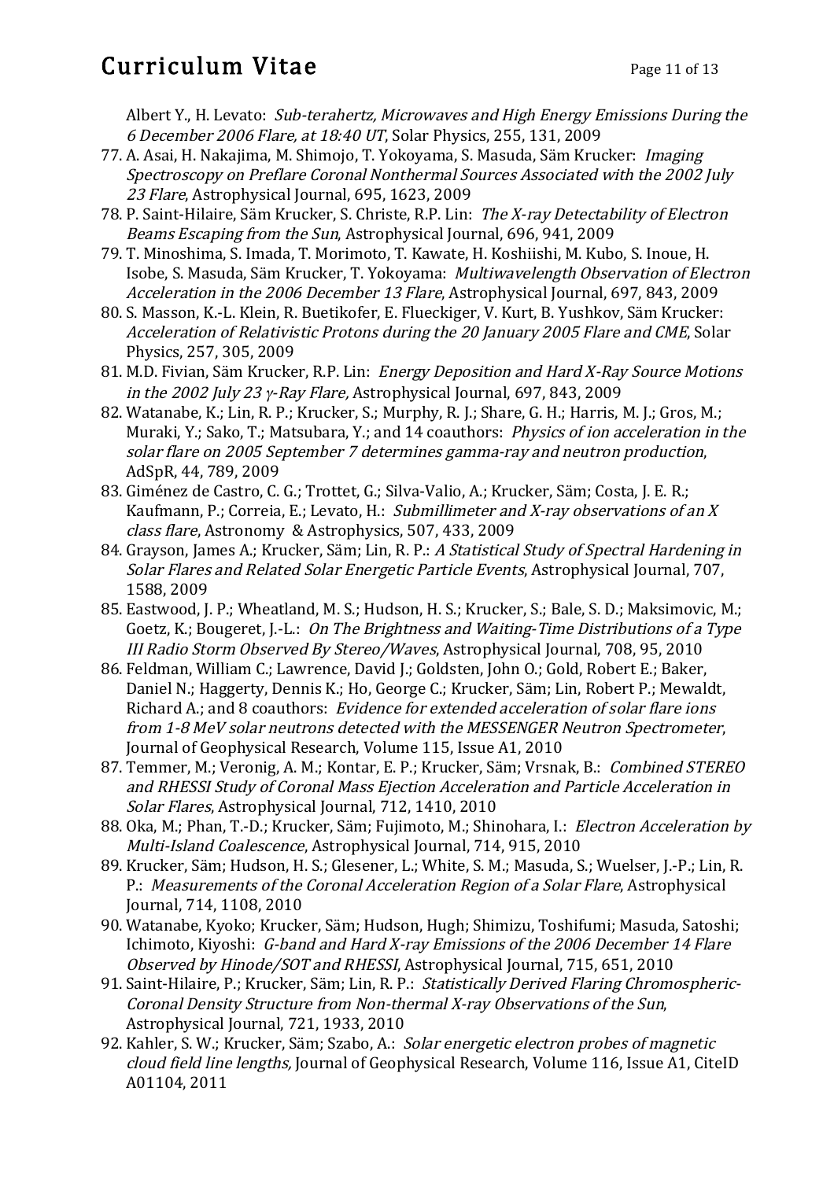Albert Y., H. Levato: *Sub-terahertz, Microwaves and High Energy Emissions During the 6 December 2006 Flare, at 18:40 UT*, Solar Physics, 255, 131, 2009

77. A. Asai, H. Nakajima, M. Shimojo, T. Yokoyama, S. Masuda, Säm Krucker: *Imaging Spectroscopy on Preflare Coronal Nonthermal Sources Associated with the 2002 July 23 Flare*, Astrophysical Journal, 695, 1623, 2009
78. P. Saint-Hilaire, Säm Krucker, S. Christe, R.P. Lin: *The X-ray Detectability of Electron Beams Escaping from the Sun*, Astrophysical Journal, 696, 941, 2009
79. T. Minoshima, S. Imada, T. Morimoto, T. Kawate, H. Koshiishi, M. Kubo, S. Inoue, H. Isobe, S. Masuda, Säm Krucker, T. Yokoyama: *Multiwavelength Observation of Electron Acceleration in the 2006 December 13 Flare*, Astrophysical Journal, 697, 843, 2009
80. S. Masson, K.-L. Klein, R. Buetikofer, E. Flueckiger, V. Kurt, B. Yushkov, Säm Krucker: *Acceleration of Relativistic Protons during the 20 January 2005 Flare and CME*, Solar Physics, 257, 305, 2009
81. M.D. Fivian, Säm Krucker, R.P. Lin: *Energy Deposition and Hard X-Ray Source Motions in the 2002 July 23 γ-Ray Flare,* Astrophysical Journal, 697, 843, 2009
82. Watanabe, K.; Lin, R. P.; Krucker, S.; Murphy, R. J.; Share, G. H.; Harris, M. J.; Gros, M.; Muraki, Y.; Sako, T.; Matsubara, Y.; and 14 coauthors: *Physics of ion acceleration in the solar flare on 2005 September 7 determines gamma-ray and neutron production*, AdSpR, 44, 789, 2009
83. Giménez de Castro, C. G.; Trottet, G.; Silva-Valio, A.; Krucker, Säm; Costa, J. E. R.; Kaufmann, P.; Correia, E.; Levato, H.: *Submillimeter and X-ray observations of an X class flare*, Astronomy & Astrophysics, 507, 433, 2009
84. Grayson, James A.; Krucker, Säm; Lin, R. P.: *A Statistical Study of Spectral Hardening in Solar Flares and Related Solar Energetic Particle Events*, Astrophysical Journal, 707, 1588, 2009
85. Eastwood, J. P.; Wheatland, M. S.; Hudson, H. S.; Krucker, S.; Bale, S. D.; Maksimovic, M.; Goetz, K.; Bougeret, J.-L.: *On The Brightness and Waiting-Time Distributions of a Type III Radio Storm Observed By Stereo/Waves*, Astrophysical Journal, 708, 95, 2010
86. Feldman, William C.; Lawrence, David J.; Goldsten, John O.; Gold, Robert E.; Baker, Daniel N.; Haggerty, Dennis K.; Ho, George C.; Krucker, Säm; Lin, Robert P.; Mewaldt, Richard A.; and 8 coauthors: *Evidence for extended acceleration of solar flare ions from 1-8 MeV solar neutrons detected with the MESSENGER Neutron Spectrometer*, Journal of Geophysical Research, Volume 115, Issue A1, 2010
87. Temmer, M.; Veronig, A. M.; Kontar, E. P.; Krucker, Säm; Vrsnak, B.: *Combined STEREO and RHESSI Study of Coronal Mass Ejection Acceleration and Particle Acceleration in Solar Flares*, Astrophysical Journal, 712, 1410, 2010
88. Oka, M.; Phan, T.-D.; Krucker, Säm; Fujimoto, M.; Shinohara, I.: *Electron Acceleration by Multi-Island Coalescence*, Astrophysical Journal, 714, 915, 2010
89. Krucker, Säm; Hudson, H. S.; Glesener, L.; White, S. M.; Masuda, S.; Wuelser, J.-P.; Lin, R. P.: *Measurements of the Coronal Acceleration Region of a Solar Flare*, Astrophysical Journal, 714, 1108, 2010
90. Watanabe, Kyoko; Krucker, Säm; Hudson, Hugh; Shimizu, Toshifumi; Masuda, Satoshi; Ichimoto, Kiyoshi: *G-band and Hard X-ray Emissions of the 2006 December 14 Flare Observed by Hinode/SOT and RHESSI*, Astrophysical Journal, 715, 651, 2010
91. Saint-Hilaire, P.; Krucker, Säm; Lin, R. P.: *Statistically Derived Flaring Chromospheric-Coronal Density Structure from Non-thermal X-ray Observations of the Sun*, Astrophysical Journal, 721, 1933, 2010
92. Kahler, S. W.; Krucker, Säm; Szabo, A.: *Solar energetic electron probes of magnetic cloud field line lengths,* Journal of Geophysical Research, Volume 116, Issue A1, CiteID A01104, 2011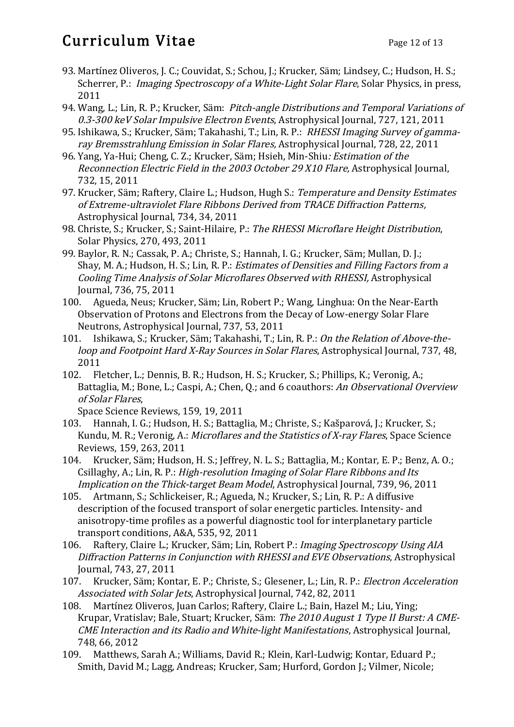93. Martínez Oliveros, J. C.; Couvidat, S.; Schou, J.; Krucker, Säm; Lindsey, C.; Hudson, H. S.; Scherrer, P.: *Imaging Spectroscopy of a White-Light Solar Flare*, Solar Physics, in press, 2011
94. Wang, L.; Lin, R. P.; Krucker, Säm: *Pitch-angle Distributions and Temporal Variations of 0.3-300 keV Solar Impulsive Electron Events*, Astrophysical Journal, 727, 121, 2011
95. Ishikawa, S.; Krucker, Säm; Takahashi, T.; Lin, R. P.: *RHESSI Imaging Survey of gamma-ray Bremsstrahlung Emission in Solar Flares,* Astrophysical Journal, 728, 22, 2011
96. Yang, Ya-Hui; Cheng, C. Z.; Krucker, Säm; Hsieh, Min-Shiu*: Estimation of the Reconnection Electric Field in the 2003 October 29 X10 Flare,* Astrophysical Journal, 732, 15, 2011
97. Krucker, Säm; Raftery, Claire L.; Hudson, Hugh S.: *Temperature and Density Estimates of Extreme-ultraviolet Flare Ribbons Derived from TRACE Diffraction Patterns,* Astrophysical Journal, 734, 34, 2011
98. Christe, S.; Krucker, S.; Saint-Hilaire, P.: *The RHESSI Microflare Height Distribution*, Solar Physics, 270, 493, 2011
99. Baylor, R. N.; Cassak, P. A.; Christe, S.; Hannah, I. G.; Krucker, Säm; Mullan, D. J.; Shay, M. A.; Hudson, H. S.; Lin, R. P.: *Estimates of Densities and Filling Factors from a Cooling Time Analysis of Solar Microflares Observed with RHESSI,* Astrophysical Journal, 736, 75, 2011
100. Agueda, Neus; Krucker, Säm; Lin, Robert P.; Wang, Linghua: On the Near-Earth Observation of Protons and Electrons from the Decay of Low-energy Solar Flare Neutrons, Astrophysical Journal, 737, 53, 2011
101. Ishikawa, S.; Krucker, Säm; Takahashi, T.; Lin, R. P.: *On the Relation of Above-the-loop and Footpoint Hard X-Ray Sources in Solar Flares*, Astrophysical Journal, 737, 48, 2011
102. Fletcher, L.; Dennis, B. R.; Hudson, H. S.; Krucker, S.; Phillips, K.; Veronig, A.; Battaglia, M.; Bone, L.; Caspi, A.; Chen, Q.; and 6 coauthors: *An Observational Overview of Solar Flares*,
Space Science Reviews, 159, 19, 2011
103. Hannah, I. G.; Hudson, H. S.; Battaglia, M.; Christe, S.; Kašparová, J.; Krucker, S.; Kundu, M. R.; Veronig, A.: *Microflares and the Statistics of X-ray Flares*, Space Science Reviews, 159, 263, 2011
104. Krucker, Säm; Hudson, H. S.; Jeffrey, N. L. S.; Battaglia, M.; Kontar, E. P.; Benz, A. O.; Csillaghy, A.; Lin, R. P.: *High-resolution Imaging of Solar Flare Ribbons and Its Implication on the Thick-target Beam Model*, Astrophysical Journal, 739, 96, 2011
105. Artmann, S.; Schlickeiser, R.; Agueda, N.; Krucker, S.; Lin, R. P.: A diffusive description of the focused transport of solar energetic particles. Intensity- and anisotropy-time profiles as a powerful diagnostic tool for interplanetary particle transport conditions, A&A, 535, 92, 2011
106. Raftery, Claire L.; Krucker, Säm; Lin, Robert P.: *Imaging Spectroscopy Using AIA Diffraction Patterns in Conjunction with RHESSI and EVE Observations*, Astrophysical Journal, 743, 27, 2011
107. Krucker, Säm; Kontar, E. P.; Christe, S.; Glesener, L.; Lin, R. P.: *Electron Acceleration Associated with Solar Jets*, Astrophysical Journal, 742, 82, 2011
108. Martínez Oliveros, Juan Carlos; Raftery, Claire L.; Bain, Hazel M.; Liu, Ying; Krupar, Vratislav; Bale, Stuart; Krucker, Säm: *The 2010 August 1 Type II Burst: A CME-CME Interaction and its Radio and White-light Manifestations*, Astrophysical Journal, 748, 66, 2012
109. Matthews, Sarah A.; Williams, David R.; Klein, Karl-Ludwig; Kontar, Eduard P.; Smith, David M.; Lagg, Andreas; Krucker, Sam; Hurford, Gordon J.; Vilmer, Nicole;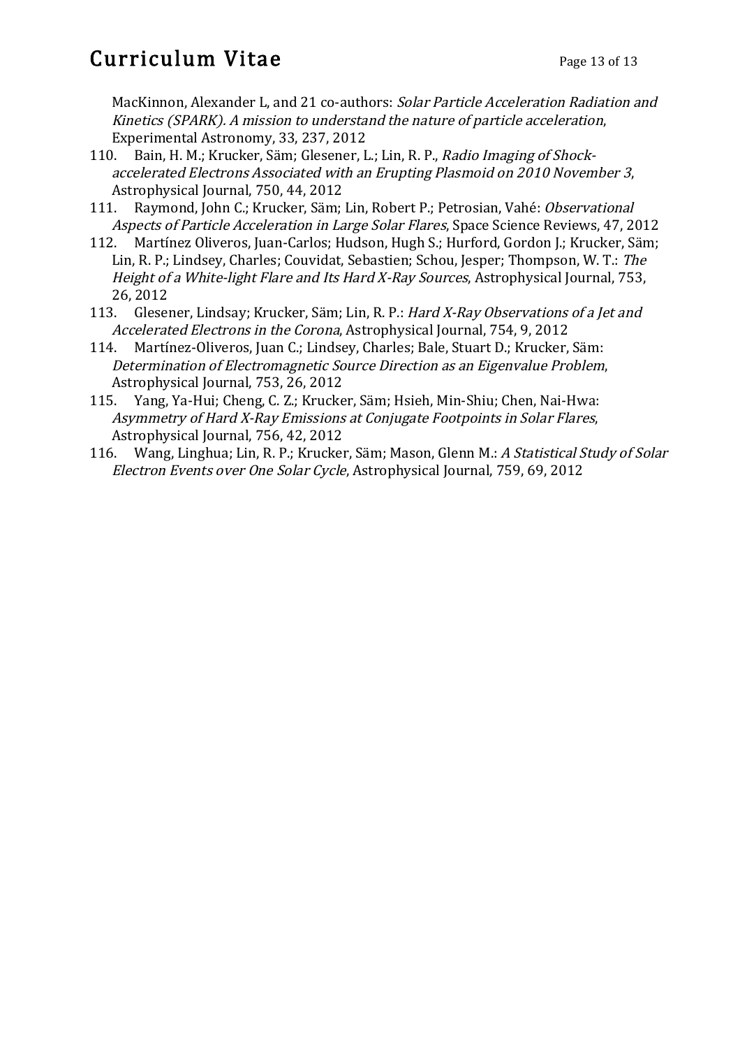MacKinnon, Alexander L, and 21 co-authors: *Solar Particle Acceleration Radiation and Kinetics (SPARK). A mission to understand the nature of particle acceleration*, Experimental Astronomy, 33, 237, 2012

110. Bain, H. M.; Krucker, Säm; Glesener, L.; Lin, R. P., *Radio Imaging of Shock-accelerated Electrons Associated with an Erupting Plasmoid on 2010 November 3*, Astrophysical Journal, 750, 44, 2012
111. Raymond, John C.; Krucker, Säm; Lin, Robert P.; Petrosian, Vahé: *Observational Aspects of Particle Acceleration in Large Solar Flares*, Space Science Reviews, 47, 2012
112. Martínez Oliveros, Juan-Carlos; Hudson, Hugh S.; Hurford, Gordon J.; Krucker, Säm; Lin, R. P.; Lindsey, Charles; Couvidat, Sebastien; Schou, Jesper; Thompson, W. T.: *The Height of a White-light Flare and Its Hard X-Ray Sources*, Astrophysical Journal, 753, 26, 2012
113. Glesener, Lindsay; Krucker, Säm; Lin, R. P.: *Hard X-Ray Observations of a Jet and Accelerated Electrons in the Corona*, Astrophysical Journal, 754, 9, 2012
114. Martínez-Oliveros, Juan C.; Lindsey, Charles; Bale, Stuart D.; Krucker, Säm: *Determination of Electromagnetic Source Direction as an Eigenvalue Problem*, Astrophysical Journal, 753, 26, 2012
115. Yang, Ya-Hui; Cheng, C. Z.; Krucker, Säm; Hsieh, Min-Shiu; Chen, Nai-Hwa: *Asymmetry of Hard X-Ray Emissions at Conjugate Footpoints in Solar Flares*, Astrophysical Journal, 756, 42, 2012
116. Wang, Linghua; Lin, R. P.; Krucker, Säm; Mason, Glenn M.: *A Statistical Study of Solar Electron Events over One Solar Cycle*, Astrophysical Journal, 759, 69, 2012